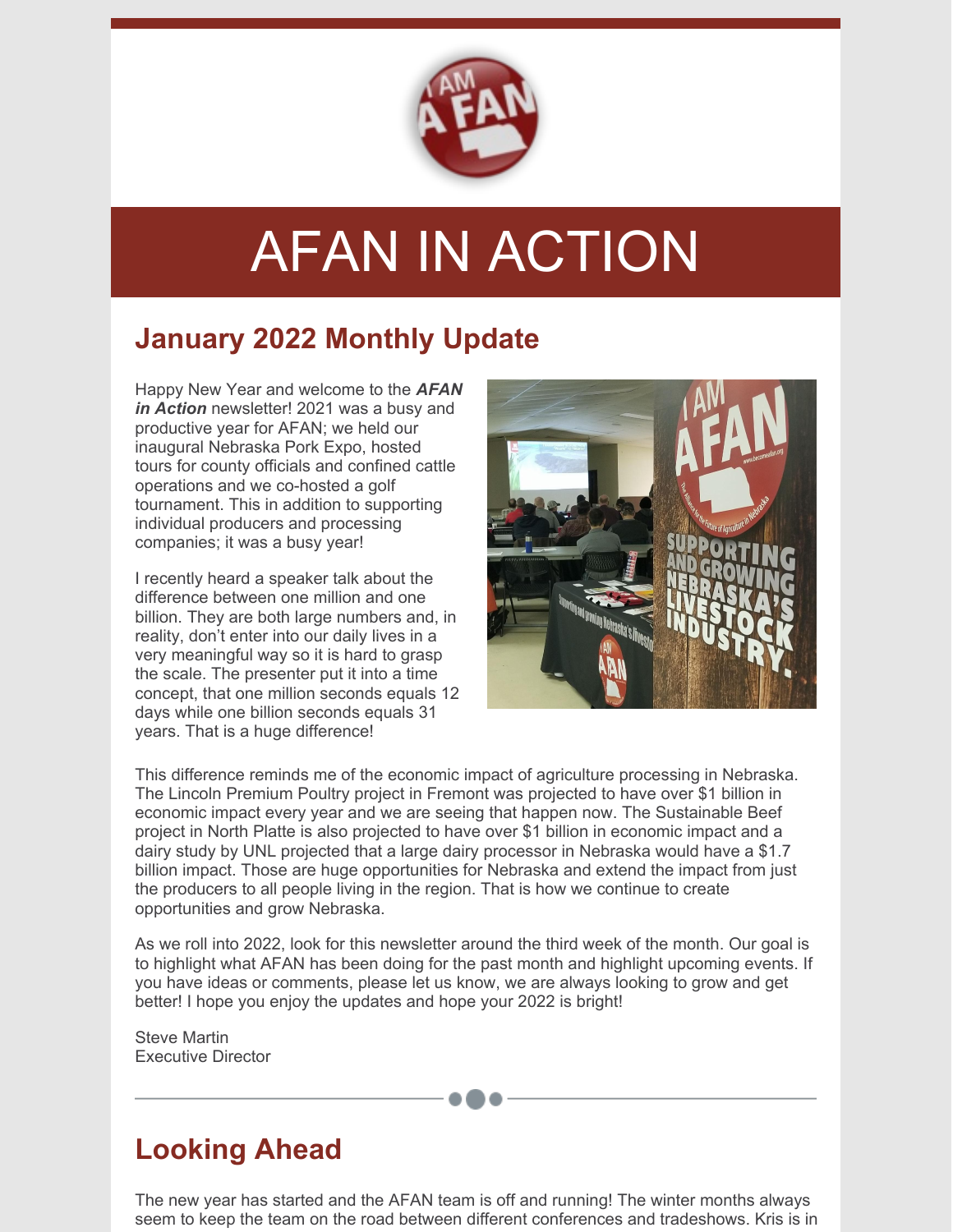# AFAN IN ACTION

## January 2022 Monthly Update

Happy New Year and welcome to the ***AFAN in Action*** newsletter! 2021 was a busy and productive year for AFAN; we held our inaugural Nebraska Pork Expo, hosted tours for county officials and confined cattle operations and we co-hosted a golf tournament. This in addition to supporting individual producers and processing companies; it was a busy year!

I recently heard a speaker talk about the difference between one million and one billion. They are both large numbers and, in reality, don't enter into our daily lives in a very meaningful way so it is hard to grasp the scale. The presenter put it into a time concept, that one million seconds equals 12 days while one billion seconds equals 31 years. That is a huge difference!

This difference reminds me of the economic impact of agriculture processing in Nebraska. The Lincoln Premium Poultry project in Fremont was projected to have over $1 billion in economic impact every year and we are seeing that happen now. The Sustainable Beef project in North Platte is also projected to have over $1 billion in economic impact and a dairy study by UNL projected that a large dairy processor in Nebraska would have a $1.7 billion impact. Those are huge opportunities for Nebraska and extend the impact from just the producers to all people living in the region. That is how we continue to create opportunities and grow Nebraska.

As we roll into 2022, look for this newsletter around the third week of the month. Our goal is to highlight what AFAN has been doing for the past month and highlight upcoming events. If you have ideas or comments, please let us know, we are always looking to grow and get better! I hope you enjoy the updates and hope your 2022 is bright!

Steve Martin
Executive Director

## Looking Ahead

The new year has started and the AFAN team is off and running! The winter months always seem to keep the team on the road between different conferences and tradeshows. Kris is in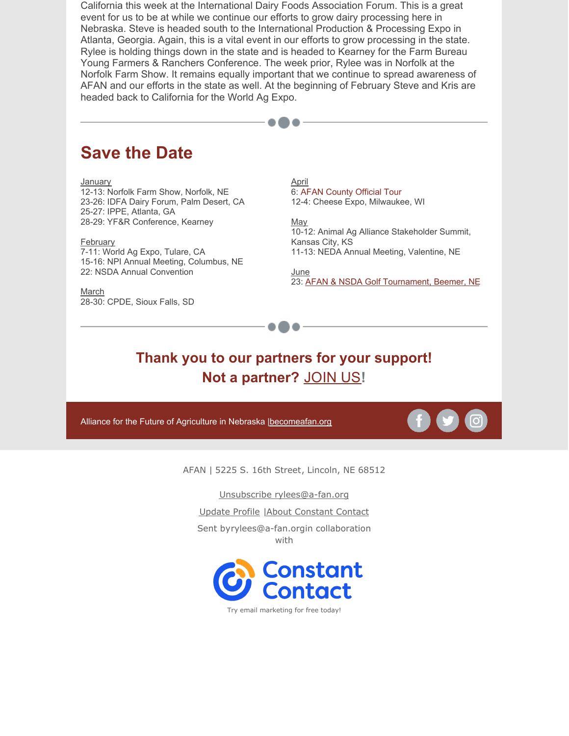California this week at the International Dairy Foods Association Forum. This is a great event for us to be at while we continue our efforts to grow dairy processing here in Nebraska. Steve is headed south to the International Production & Processing Expo in Atlanta, Georgia. Again, this is a vital event in our efforts to grow processing in the state. Rylee is holding things down in the state and is headed to Kearney for the Farm Bureau Young Farmers & Ranchers Conference. The week prior, Rylee was in Norfolk at the Norfolk Farm Show. It remains equally important that we continue to spread awareness of AFAN and our efforts in the state as well. At the beginning of February Steve and Kris are headed back to California for the World Ag Expo.

## Save the Date

January
12-13: Norfolk Farm Show, Norfolk, NE
23-26: IDFA Dairy Forum, Palm Desert, CA
25-27: IPPE, Atlanta, GA
28-29: YF&R Conference, Kearney

February
7-11: World Ag Expo, Tulare, CA
15-16: NPI Annual Meeting, Columbus, NE
22: NSDA Annual Convention

March
28-30: CPDE, Sioux Falls, SD

April
6: AFAN County Official Tour
12-4: Cheese Expo, Milwaukee, WI

May
10-12: Animal Ag Alliance Stakeholder Summit, Kansas City, KS
11-13: NEDA Annual Meeting, Valentine, NE

June
23: AFAN & NSDA Golf Tournament, Beemer, NE

**Thank you to our partners for your support!**
**Not a partner? JOIN US!**

Alliance for the Future of Agriculture in Nebraska | becomeafan.org

AFAN | 5225 S. 16th Street, Lincoln, NE 68512

Unsubscribe rylees@a-fan.org

Update Profile | About Constant Contact

Sent byrylees@a-fan.orgin collaboration with

Constant Contact

Try email marketing for free today!